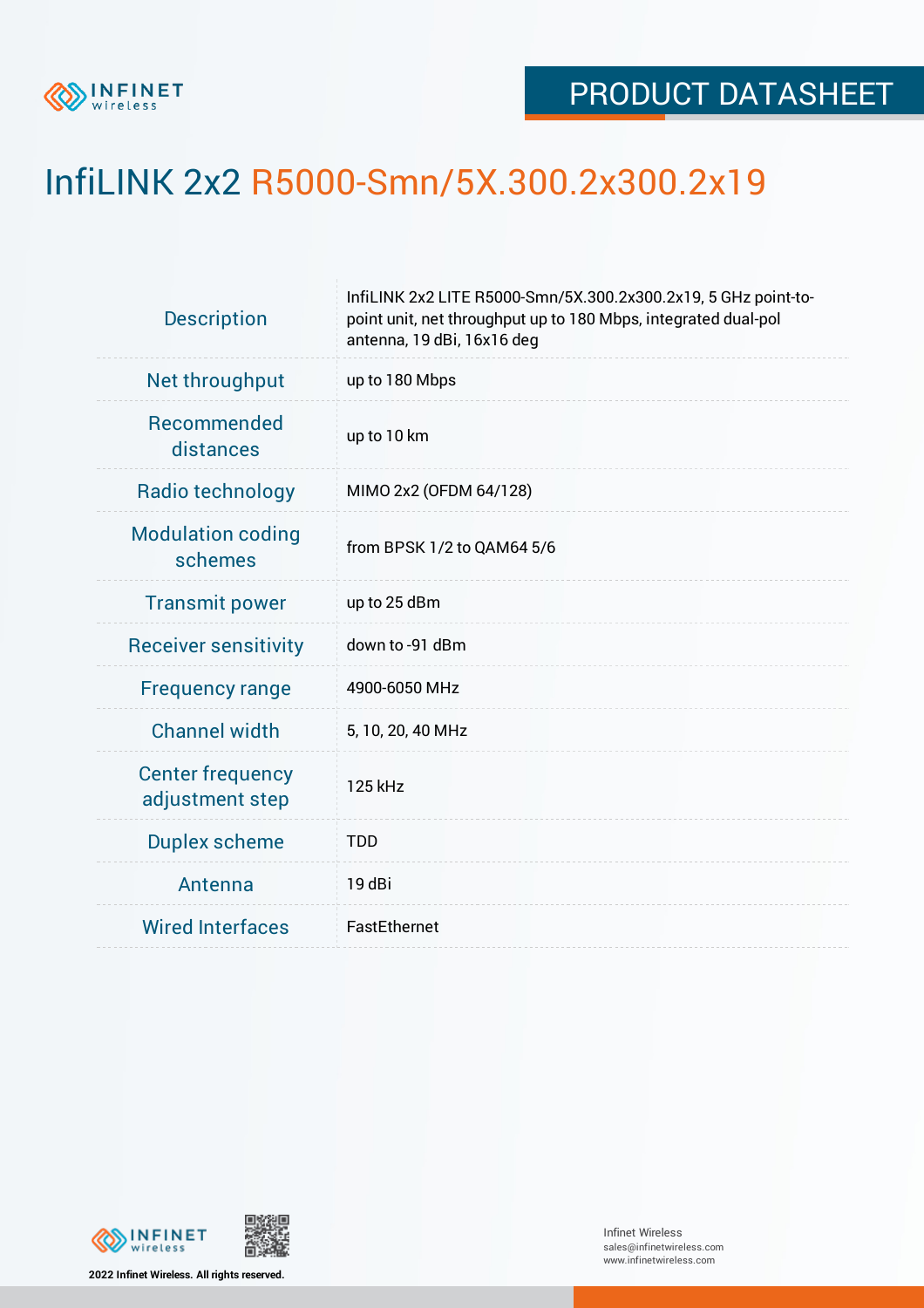PRODUCT DATASHEET

# InfiLINK 2x2 R5000-Smn/5X.300.2x300.2x19

| | |
|---|---|
| Description | InfiLINK 2x2 LITE R5000-Smn/5X.300.2x300.2x19, 5 GHz point-to-point unit, net throughput up to 180 Mbps, integrated dual-pol antenna, 19 dBi, 16x16 deg |
| Net throughput | up to 180 Mbps |
| Recommended distances | up to 10 km |
| Radio technology | MIMO 2x2 (OFDM 64/128) |
| Modulation coding schemes | from BPSK 1/2 to QAM64 5/6 |
| Transmit power | up to 25 dBm |
| Receiver sensitivity | down to -91 dBm |
| Frequency range | 4900-6050 MHz |
| Channel width | 5, 10, 20, 40 MHz |
| Center frequency adjustment step | 125 kHz |
| Duplex scheme | TDD |
| Antenna | 19 dBi |
| Wired Interfaces | FastEthernet |

2022 Infinet Wireless. All rights reserved.

Infinet Wireless
sales@infinetwireless.com
www.infinetwireless.com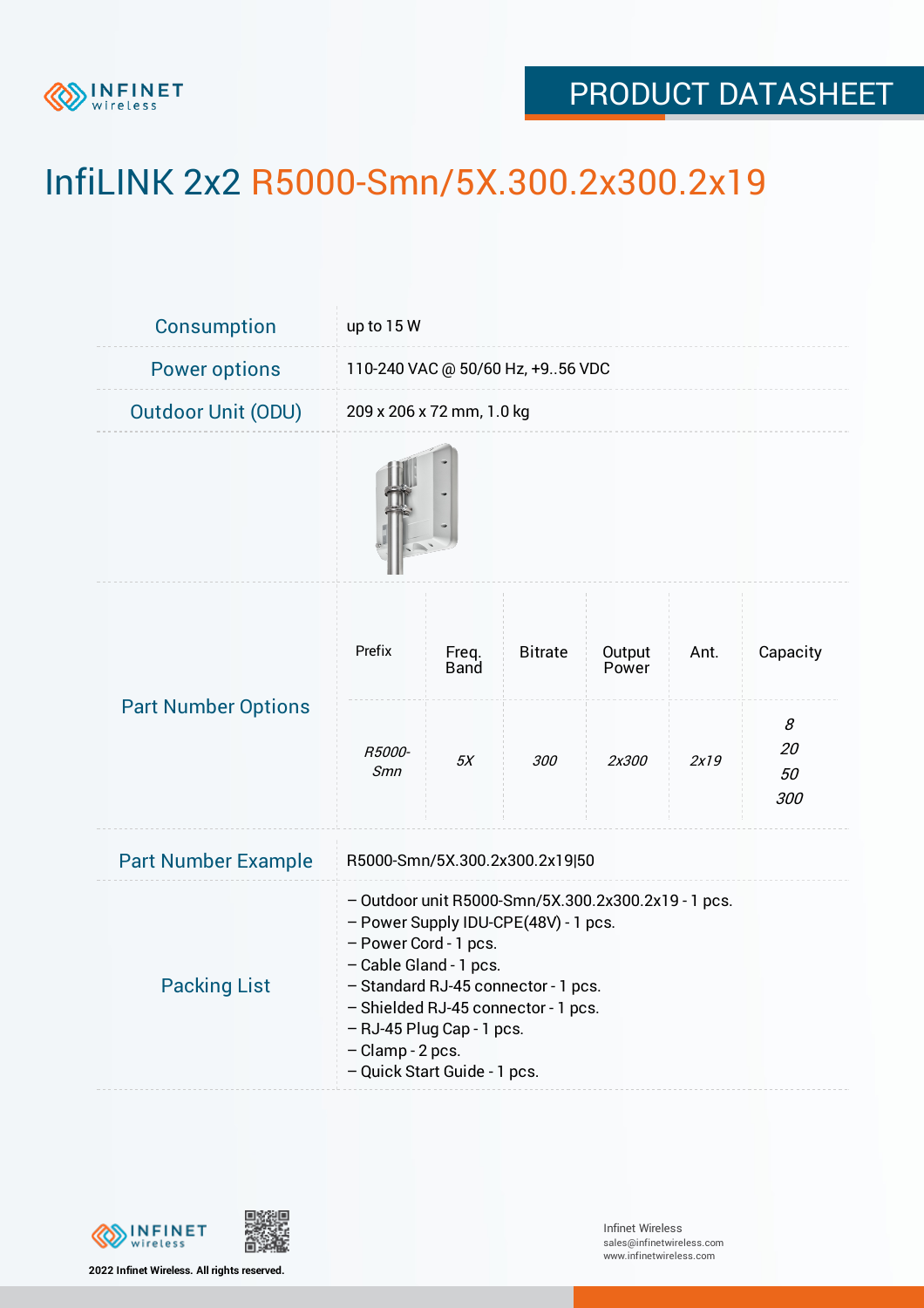# InfiLINK 2x2 R5000-Smn/5X.300.2x300.2x19

| | |
|---|---|
| Consumption | up to 15 W |
| Power options | 110-240 VAC @ 50/60 Hz, +9..56 VDC |
| Outdoor Unit (ODU) | 209 x 206 x 72 mm, 1.0 kg |

**Part Number Options**

| Prefix | Freq. Band | Bitrate | Output Power | Ant. | Capacity |
|---|---|---|---|---|---|
| *R5000-Smn* | *5X* | *300* | *2x300* | *2x19* | *8*<br>*20*<br>*50*<br>*300* |

**Part Number Example**

R5000-Smn/5X.300.2x300.2x19|50

**Packing List**

- Outdoor unit R5000-Smn/5X.300.2x300.2x19 - 1 pcs.
- Power Supply IDU-CPE(48V) - 1 pcs.
- Power Cord - 1 pcs.
- Cable Gland - 1 pcs.
- Standard RJ-45 connector - 1 pcs.
- Shielded RJ-45 connector - 1 pcs.
- RJ-45 Plug Cap - 1 pcs.
- Clamp - 2 pcs.
- Quick Start Guide - 1 pcs.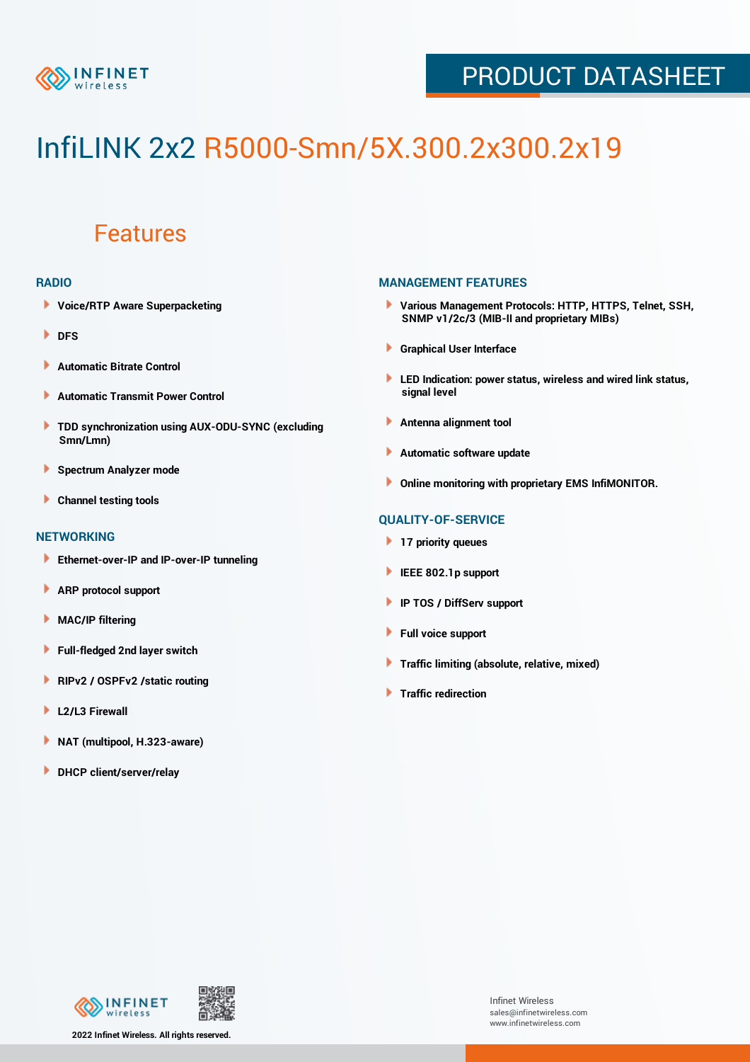# InfiLINK 2x2 R5000-Smn/5X.300.2x300.2x19

## Features

### RADIO

- Voice/RTP Aware Superpacketing
- DFS
- Automatic Bitrate Control
- Automatic Transmit Power Control
- TDD synchronization using AUX-ODU-SYNC (excluding Smn/Lmn)
- Spectrum Analyzer mode
- Channel testing tools

### NETWORKING

- Ethernet-over-IP and IP-over-IP tunneling
- ARP protocol support
- MAC/IP filtering
- Full-fledged 2nd layer switch
- RIPv2 / OSPFv2 /static routing
- L2/L3 Firewall
- NAT (multipool, H.323-aware)
- DHCP client/server/relay

### MANAGEMENT FEATURES

- Various Management Protocols: HTTP, HTTPS, Telnet, SSH, SNMP v1/2c/3 (MIB-II and proprietary MIBs)
- Graphical User Interface
- LED Indication: power status, wireless and wired link status, signal level
- Antenna alignment tool
- Automatic software update
- Online monitoring with proprietary EMS InfiMONITOR.

### QUALITY-OF-SERVICE

- 17 priority queues
- IEEE 802.1p support
- IP TOS / DiffServ support
- Full voice support
- Traffic limiting (absolute, relative, mixed)
- Traffic redirection

2022 Infinet Wireless. All rights reserved.

Infinet Wireless
sales@infinetwireless.com
www.infinetwireless.com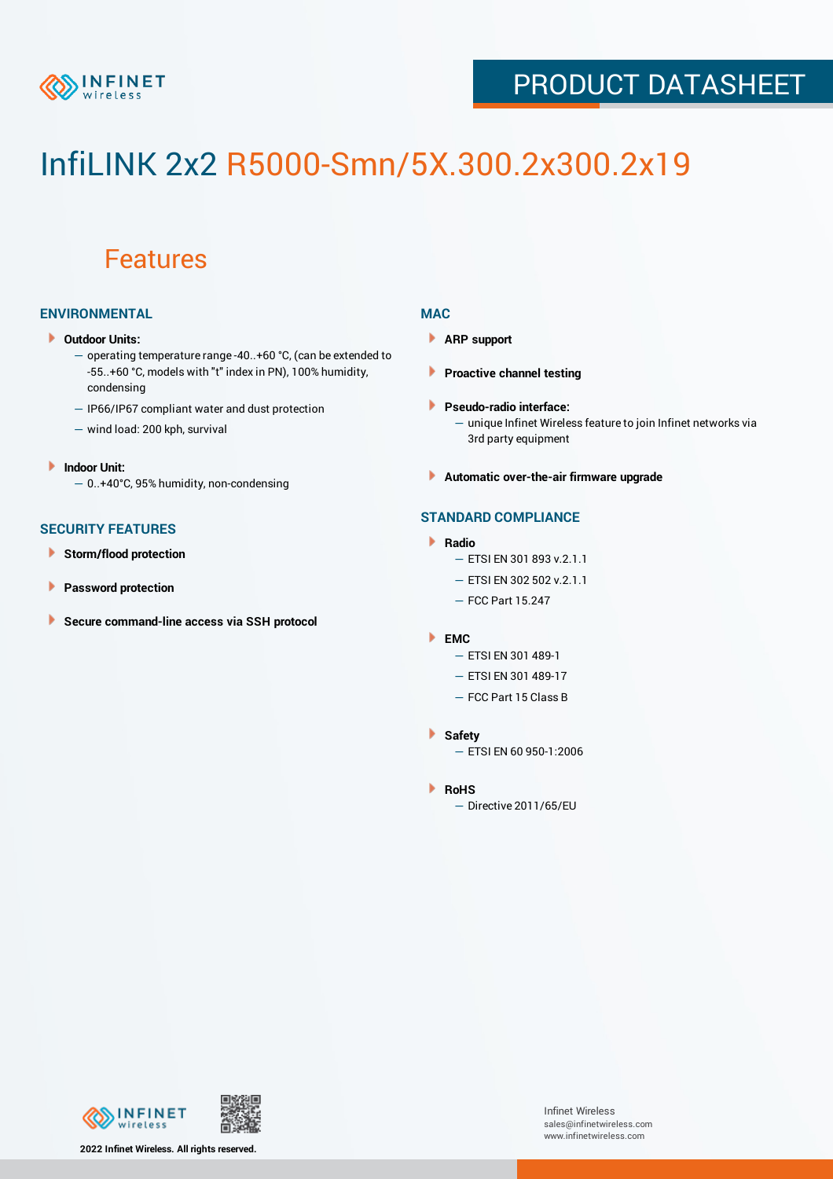# InfiLINK 2x2 R5000-Smn/5X.300.2x300.2x19

## Features

### ENVIRONMENTAL

- **Outdoor Units:**
  - operating temperature range -40..+60 °C, (can be extended to -55..+60 °C, models with "t" index in PN), 100% humidity, condensing
  - IP66/IP67 compliant water and dust protection
  - wind load: 200 kph, survival
- **Indoor Unit:**
  - 0..+40°C, 95% humidity, non-condensing

### SECURITY FEATURES

- **Storm/flood protection**
- **Password protection**
- **Secure command-line access via SSH protocol**

### MAC

- **ARP support**
- **Proactive channel testing**
- **Pseudo-radio interface:**
  - unique Infinet Wireless feature to join Infinet networks via 3rd party equipment
- **Automatic over-the-air firmware upgrade**

### STANDARD COMPLIANCE

- **Radio**
  - ETSI EN 301 893 v.2.1.1
  - ETSI EN 302 502 v.2.1.1
  - FCC Part 15.247
- **EMC**
  - ETSI EN 301 489-1
  - ETSI EN 301 489-17
  - FCC Part 15 Class B
- **Safety**
  - ETSI EN 60 950-1:2006
- **RoHS**
  - Directive 2011/65/EU

**2022 Infinet Wireless. All rights reserved.**

Infinet Wireless
sales@infinetwireless.com
www.infinetwireless.com